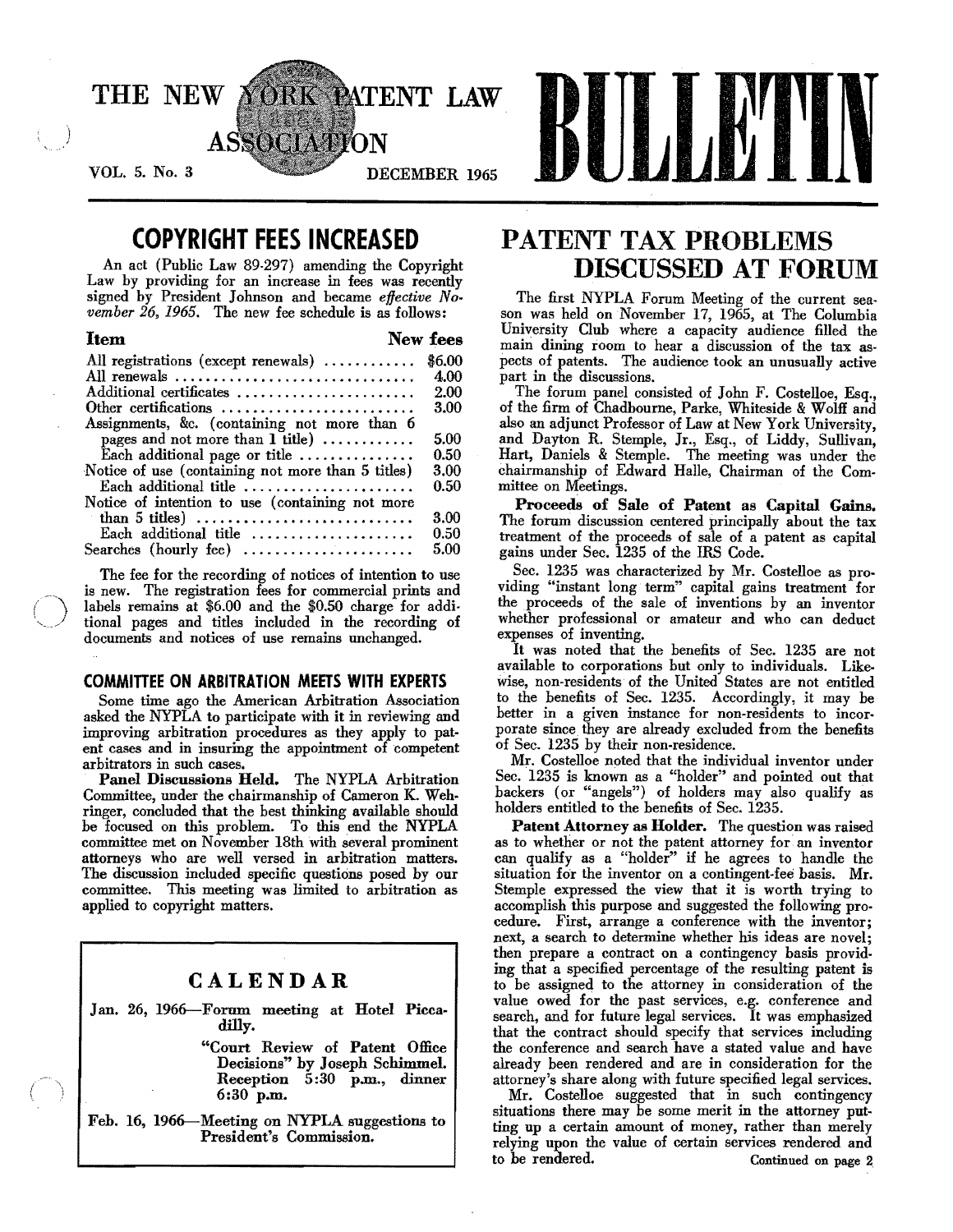# THE NEW YORK PATENT LAW ASSOCIATION BULLETIN

VOL. 5. No. 3 DECEMBER 1965

## COPYRIGHT FEES INCREASED

An act (Public Law 89-297) amending the Copyright Law by providing for an increase in fees was recently signed by President Johnson and became *effective November 26, 1965.* The new fee schedule is as follows:

| Item | New fees |
|---|---|
| All registrations (except renewals) | $6.00 |
| All renewals | 4.00 |
| Additional certificates | 2.00 |
| Other certifications | 3.00 |
| Assignments, &c. (containing not more than 6 pages and not more than 1 title) | 5.00 |
| Each additional page or title | 0.50 |
| Notice of use (containing not more than 5 titles) | 3.00 |
| Each additional title | 0.50 |
| Notice of intention to use (containing not more than 5 titles) | 3.00 |
| Each additional title | 0.50 |
| Searches (hourly fee) | 5.00 |

The fee for the recording of notices of intention to use is new. The registration fees for commercial prints and labels remains at $6.00 and the $0.50 charge for additional pages and titles included in the recording of documents and notices of use remains unchanged.

## COMMITTEE ON ARBITRATION MEETS WITH EXPERTS

Some time ago the American Arbitration Association asked the NYPLA to participate with it in reviewing and improving arbitration procedures as they apply to patent cases and in insuring the appointment of competent arbitrators in such cases.

**Panel Discussions Held.** The NYPLA Arbitration Committee, under the chairmanship of Cameron K. Wehringer, concluded that the best thinking available should be focused on this problem. To this end the NYPLA committee met on November 18th with several prominent attorneys who are well versed in arbitration matters. The discussion included specific questions posed by our committee. This meeting was limited to arbitration as applied to copyright matters.

### CALENDAR

Jan. 26, 1966—Forum meeting at Hotel Piccadilly.
"Court Review of Patent Office Decisions" by Joseph Schimmel.
Reception 5:30 p.m., dinner 6:30 p.m.

Feb. 16, 1966—Meeting on NYPLA suggestions to President's Commission.

## PATENT TAX PROBLEMS DISCUSSED AT FORUM

The first NYPLA Forum Meeting of the current season was held on November 17, 1965, at The Columbia University Club where a capacity audience filled the main dining room to hear a discussion of the tax aspects of patents. The audience took an unusually active part in the discussions.

The forum panel consisted of John F. Costelloe, Esq., of the firm of Chadbourne, Parke, Whiteside & Wolff and also an adjunct Professor of Law at New York University, and Dayton R. Stemple, Jr., Esq., of Liddy, Sullivan, Hart, Daniels & Stemple. The meeting was under the chairmanship of Edward Halle, Chairman of the Committee on Meetings.

**Proceeds of Sale of Patent as Capital Gains.** The forum discussion centered principally about the tax treatment of the proceeds of sale of a patent as capital gains under Sec. 1235 of the IRS Code.

Sec. 1235 was characterized by Mr. Costelloe as providing "instant long term" capital gains treatment for the proceeds of the sale of inventions by an inventor whether professional or amateur and who can deduct expenses of inventing.

It was noted that the benefits of Sec. 1235 are not available to corporations but only to individuals. Likewise, non-residents of the United States are not entitled to the benefits of Sec. 1235. Accordingly, it may be better in a given instance for non-residents to incorporate since they are already excluded from the benefits of Sec. 1235 by their non-residence.

Mr. Costelloe noted that the individual inventor under Sec. 1235 is known as a "holder" and pointed out that backers (or "angels") of holders may also qualify as holders entitled to the benefits of Sec. 1235.

**Patent Attorney as Holder.** The question was raised as to whether or not the patent attorney for an inventor can qualify as a "holder" if he agrees to handle the situation for the inventor on a contingent-fee basis. Mr. Stemple expressed the view that it is worth trying to accomplish this purpose and suggested the following procedure. First, arrange a conference with the inventor; next, a search to determine whether his ideas are novel; then prepare a contract on a contingency basis providing that a specified percentage of the resulting patent is to be assigned to the attorney in consideration of the value owed for the past services, e.g. conference and search, and for future legal services. It was emphasized that the contract should specify that services including the conference and search have a stated value and have already been rendered and are in consideration for the attorney's share along with future specified legal services.

Mr. Costelloe suggested that in such contingency situations there may be some merit in the attorney putting up a certain amount of money, rather than merely relying upon the value of certain services rendered and to be rendered.

Continued on page 2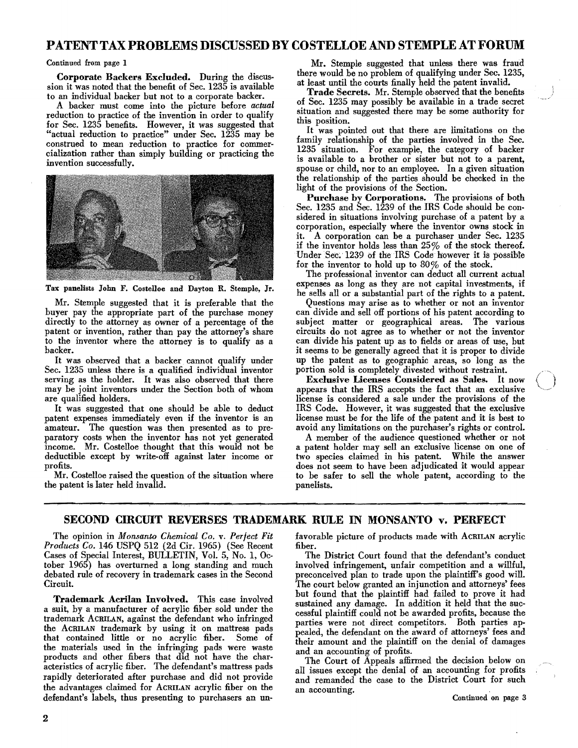## PATENT TAX PROBLEMS DISCUSSED BY COSTELLOE AND STEMPLE AT FORUM

Continued from page 1

**Corporate Backers Excluded.** During the discussion it was noted that the benefit of Sec. 1235 is available to an individual backer but not to a corporate backer.

A backer must come into the picture before *actual* reduction to practice of the invention in order to qualify for Sec. 1235 benefits. However, it was suggested that "actual reduction to practice" under Sec. 1235 may be construed to mean reduction to practice for commercialization rather than simply building or practicing the invention successfully.

Tax panelists John F. Costelloe and Dayton R. Stemple, Jr.

Mr. Stemple suggested that it is preferable that the buyer pay the appropriate part of the purchase money directly to the attorney as owner of a percentage of the patent or invention, rather than pay the attorney's share to the inventor where the attorney is to qualify as a backer.

It was observed that a backer cannot qualify under Sec. 1235 unless there is a qualified individual inventor serving as the holder. It was also observed that there may be joint inventors under the Section both of whom are qualified holders.

It was suggested that one should be able to deduct patent expenses immediately even if the inventor is an amateur. The question was then presented as to preparatory costs when the inventor has not yet generated income. Mr. Costelloe thought that this would not be deductible except by write-off against later income or profits.

Mr. Costelloe raised the question of the situation where the patent is later held invalid.

Mr. Stemple suggested that unless there was fraud there would be no problem of qualifying under Sec. 1235, at least until the courts finally held the patent invalid.

**Trade Secrets.** Mr. Stemple observed that the benefits of Sec. 1235 may possibly be available in a trade secret situation and suggested there may be some authority for this position.

It was pointed out that there are limitations on the family relationship of the parties involved in the Sec. 1235 situation. For example, the category of backer is available to a brother or sister but not to a parent, spouse or child, nor to an employee. In a given situation the relationship of the parties should be checked in the light of the provisions of the Section.

**Purchase by Corporations.** The provisions of both Sec. 1235 and Sec. 1239 of the IRS Code should be considered in situations involving purchase of a patent by a corporation, especially where the inventor owns stock in it. A corporation can be a purchaser under Sec. 1235 if the inventor holds less than 25% of the stock thereof. Under Sec. 1239 of the IRS Code however it is possible for the inventor to hold up to 80% of the stock.

The professional inventor can deduct all current actual expenses as long as they are not capital investments, if he sells all or a substantial part of the rights to a patent.

Questions may arise as to whether or not an inventor can divide and sell off portions of his patent according to subject matter or geographical areas. The various circuits do not agree as to whether or not the inventor can divide his patent up as to fields or areas of use, but it seems to be generally agreed that it is proper to divide up the patent as to geographic areas, so long as the portion sold is completely divested without restraint.

**Exclusive Licenses Considered as Sales.** It now appears that the IRS accepts the fact that an exclusive license is considered a sale under the provisions of the IRS Code. However, it was suggested that the exclusive license must be for the life of the patent and it is best to avoid any limitations on the purchaser's rights or control.

A member of the audience questioned whether or not a patent holder may sell an exclusive license on one of two species claimed in his patent. While the answer does not seem to have been adjudicated it would appear to be safer to sell the whole patent, according to the panelists.

## SECOND CIRCUIT REVERSES TRADEMARK RULE IN MONSANTO v. PERFECT

The opinion in *Monsanto Chemical Co.* v. *Perfect Fit Products Co.* 146 USPQ 512 (2d Cir. 1965) (See Recent Cases of Special Interest, BULLETIN, Vol. 5, No. 1, October 1965) has overturned a long standing and much debated rule of recovery in trademark cases in the Second Circuit.

**Trademark Acrilan Involved.** This case involved a suit, by a manufacturer of acrylic fiber sold under the trademark ACRILAN, against the defendant who infringed the ACRILAN trademark by using it on mattress pads that contained little or no acrylic fiber. Some of the materials used in the infringing pads were waste products and other fibers that did not have the characteristics of acrylic fiber. The defendant's mattress pads rapidly deteriorated after purchase and did not provide the advantages claimed for ACRILAN acrylic fiber on the defendant's labels, thus presenting to purchasers an unfavorable picture of products made with ACRILAN acrylic fiber.

The District Court found that the defendant's conduct involved infringement, unfair competition and a willful, preconceived plan to trade upon the plaintiff's good will. The court below granted an injunction and attorneys' fees but found that the plaintiff had failed to prove it had sustained any damage. In addition it held that the successful plaintiff could not be awarded profits, because the parties were not direct competitors. Both parties appealed, the defendant on the award of attorneys' fees and their amount and the plaintiff on the denial of damages and an accounting of profits.

The Court of Appeals affirmed the decision below on all issues except the denial of an accounting for profits and remanded the case to the District Court for such an accounting.

Continued on page 3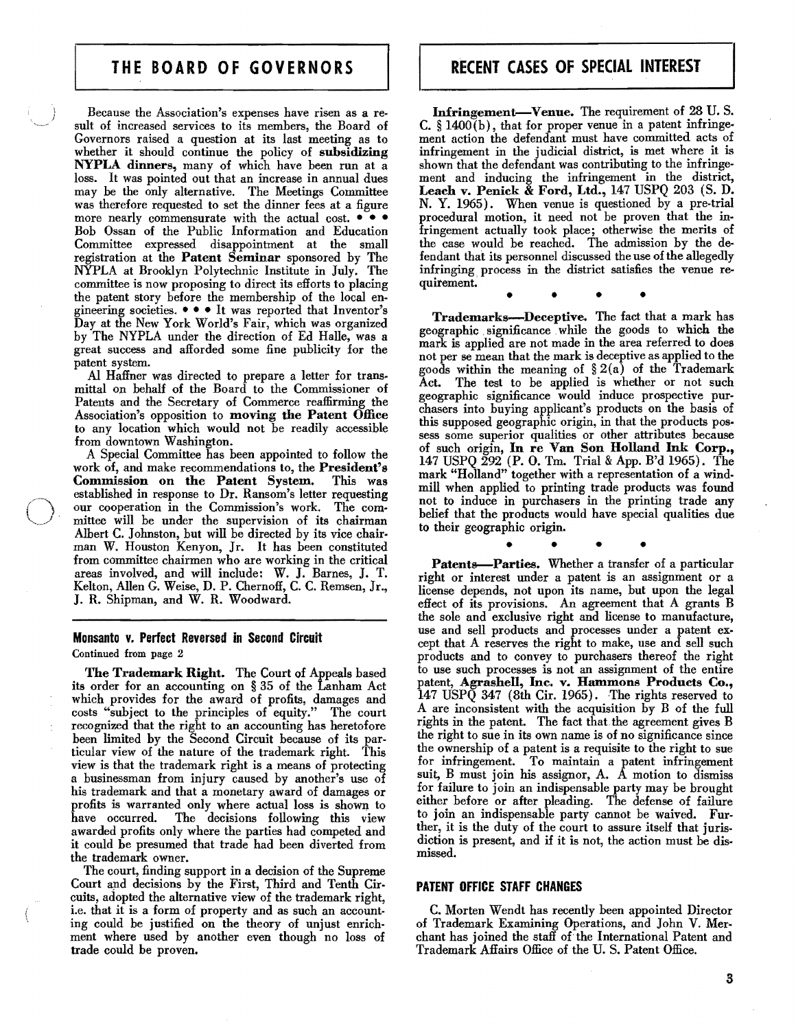## THE BOARD OF GOVERNORS

Because the Association's expenses have risen as a result of increased services to its members, the Board of Governors raised a question at its last meeting as to whether it should continue the policy of **subsidizing NYPLA dinners,** many of which have been run at a loss. It was pointed out that an increase in annual dues may be the only alternative. The Meetings Committee was therefore requested to set the dinner fees at a figure more nearly commensurate with the actual cost. • • • Bob Ossan of the Public Information and Education Committee expressed disappointment at the small registration at the **Patent Seminar** sponsored by The NYPLA at Brooklyn Polytechnic Institute in July. The committee is now proposing to direct its efforts to placing the patent story before the membership of the local engineering societies. • • • It was reported that Inventor's Day at the New York World's Fair, which was organized by The NYPLA under the direction of Ed Halle, was a great success and afforded some fine publicity for the patent system.

Al Haffner was directed to prepare a letter for transmittal on behalf of the Board to the Commissioner of Patents and the Secretary of Commerce reaffirming the Association's opposition to **moving the Patent Office** to any location which would not be readily accessible from downtown Washington.

A Special Committee has been appointed to follow the work of, and make recommendations to, the **President's Commission on the Patent System.** This was established in response to Dr. Ransom's letter requesting our cooperation in the Commission's work. The committee will be under the supervision of its chairman Albert C. Johnston, but will be directed by its vice chairman W. Houston Kenyon, Jr. It has been constituted from committee chairmen who are working in the critical areas involved, and will include: W. J. Barnes, J. T. Kelton, Allen G. Weise, D. P. Chernoff, C. C. Remsen, Jr., J. R. Shipman, and W. R. Woodward.

### Monsanto v. Perfect Reversed in Second Circuit

Continued from page 2

**The Trademark Right.** The Court of Appeals based its order for an accounting on § 35 of the Lanham Act which provides for the award of profits, damages and costs "subject to the principles of equity." The court recognized that the right to an accounting has heretofore been limited by the Second Circuit because of its particular view of the nature of the trademark right. This view is that the trademark right is a means of protecting a businessman from injury caused by another's use of his trademark and that a monetary award of damages or profits is warranted only where actual loss is shown to have occurred. The decisions following this view awarded profits only where the parties had competed and it could be presumed that trade had been diverted from the trademark owner.

The court, finding support in a decision of the Supreme Court and decisions by the First, Third and Tenth Circuits, adopted the alternative view of the trademark right, i.e. that it is a form of property and as such an accounting could be justified on the theory of unjust enrichment where used by another even though no loss of trade could be proven.

## RECENT CASES OF SPECIAL INTEREST

**Infringement—Venue.** The requirement of 28 U. S. C. § 1400(b), that for proper venue in a patent infringement action the defendant must have committed acts of infringement in the judicial district, is met where it is shown that the defendant was contributing to the infringement and inducing the infringement in the district, **Leach v. Penick & Ford, Ltd.,** 147 USPQ 203 (S. D. N. Y. 1965). When venue is questioned by a pre-trial procedural motion, it need not be proven that the infringement actually took place; otherwise the merits of the case would be reached. The admission by the defendant that its personnel discussed the use of the allegedly infringing process in the district satisfies the venue requirement.

• • • •

**Trademarks—Deceptive.** The fact that a mark has geographic significance while the goods to which the mark is applied are not made in the area referred to does not per se mean that the mark is deceptive as applied to the goods within the meaning of § 2(a) of the Trademark Act. The test to be applied is whether or not such geographic significance would induce prospective purchasers into buying applicant's products on the basis of this supposed geographic origin, in that the products possess some superior qualities or other attributes because of such origin, **In re Van Son Holland Ink Corp.,** 147 USPQ 292 (P. O. Tm. Trial & App. B'd 1965). The mark "Holland" together with a representation of a windmill when applied to printing trade products was found not to induce in purchasers in the printing trade any belief that the products would have special qualities due to their geographic origin.

• • • •

**Patents—Parties.** Whether a transfer of a particular right or interest under a patent is an assignment or a license depends, not upon its name, but upon the legal effect of its provisions. An agreement that A grants B the sole and exclusive right and license to manufacture, use and sell products and processes under a patent except that A reserves the right to make, use and sell such products and to convey to purchasers thereof the right to use such processes is not an assignment of the entire patent, **Agrashell, Inc. v. Hammons Products Co.,** 147 USPQ 347 (8th Cir. 1965). The rights reserved to A are inconsistent with the acquisition by B of the full rights in the patent. The fact that the agreement gives B the right to sue in its own name is of no significance since the ownership of a patent is a requisite to the right to sue for infringement. To maintain a patent infringement suit, B must join his assignor, A. A motion to dismiss for failure to join an indispensable party may be brought either before or after pleading. The defense of failure to join an indispensable party cannot be waived. Further, it is the duty of the court to assure itself that jurisdiction is present, and if it is not, the action must be dismissed.

### PATENT OFFICE STAFF CHANGES

C. Morten Wendt has recently been appointed Director of Trademark Examining Operations, and John V. Merchant has joined the staff of the International Patent and Trademark Affairs Office of the U. S. Patent Office.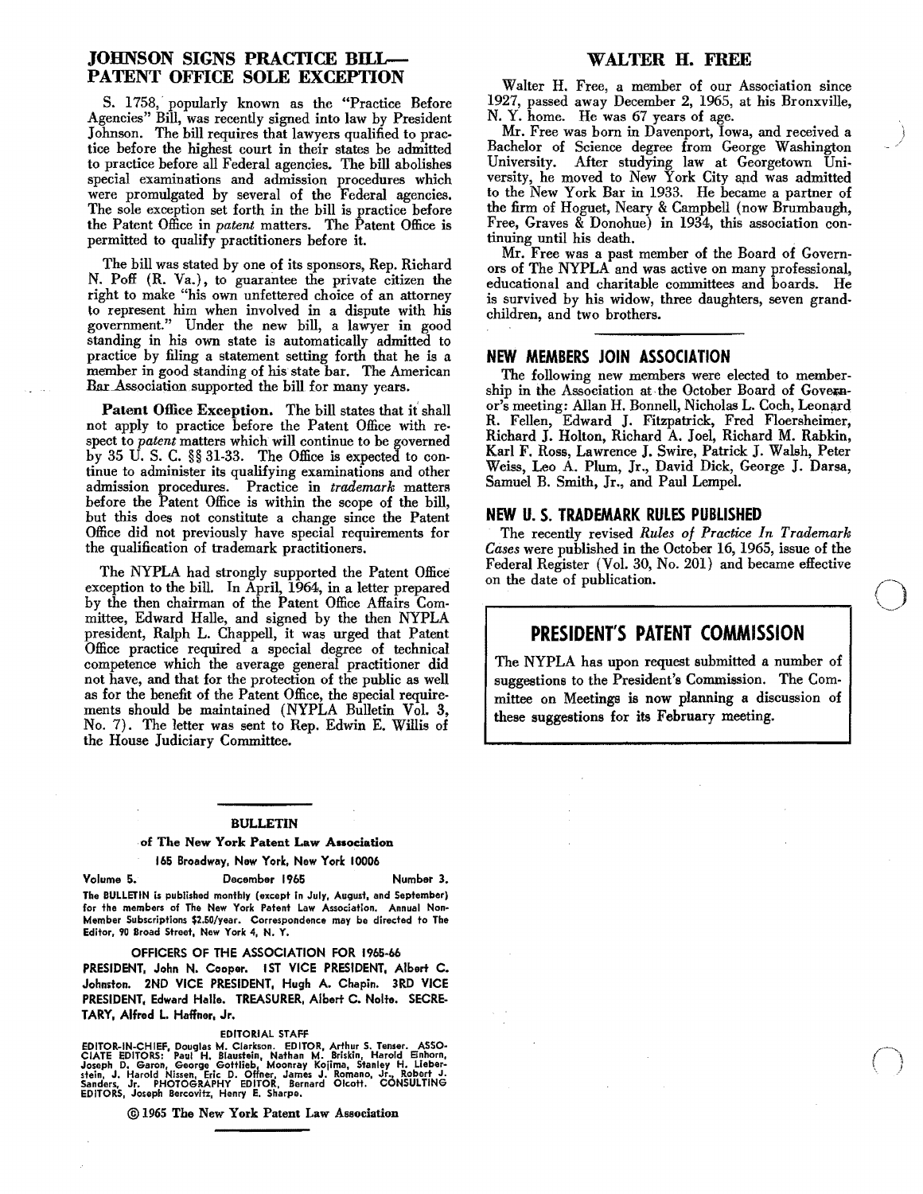## JOHNSON SIGNS PRACTICE BILL— PATENT OFFICE SOLE EXCEPTION

S. 1758, popularly known as the "Practice Before Agencies" Bill, was recently signed into law by President Johnson. The bill requires that lawyers qualified to practice before the highest court in their states be admitted to practice before all Federal agencies. The bill abolishes special examinations and admission procedures which were promulgated by several of the Federal agencies. The sole exception set forth in the bill is practice before the Patent Office in *patent* matters. The Patent Office is permitted to qualify practitioners before it.

The bill was stated by one of its sponsors, Rep. Richard N. Poff (R. Va.), to guarantee the private citizen the right to make "his own unfettered choice of an attorney to represent him when involved in a dispute with his government." Under the new bill, a lawyer in good standing in his own state is automatically admitted to practice by filing a statement setting forth that he is a member in good standing of his state bar. The American Bar Association supported the bill for many years.

**Patent Office Exception.** The bill states that it shall not apply to practice before the Patent Office with respect to *patent* matters which will continue to be governed by 35 U. S. C. §§ 31-33. The Office is expected to continue to administer its qualifying examinations and other admission procedures. Practice in *trademark* matters before the Patent Office is within the scope of the bill, but this does not constitute a change since the Patent Office did not previously have special requirements for the qualification of trademark practitioners.

The NYPLA had strongly supported the Patent Office exception to the bill. In April, 1964, in a letter prepared by the then chairman of the Patent Office Affairs Committee, Edward Halle, and signed by the then NYPLA president, Ralph L. Chappell, it was urged that Patent Office practice required a special degree of technical competence which the average general practitioner did not have, and that for the protection of the public as well as for the benefit of the Patent Office, the special requirements should be maintained (NYPLA Bulletin Vol. 3, No. 7). The letter was sent to Rep. Edwin E. Willis of the House Judiciary Committee.

## WALTER H. FREE

Walter H. Free, a member of our Association since 1927, passed away December 2, 1965, at his Bronxville, N. Y. home. He was 67 years of age.

Mr. Free was born in Davenport, Iowa, and received a Bachelor of Science degree from George Washington University. After studying law at Georgetown University, he moved to New York City and was admitted to the New York Bar in 1933. He became a partner of the firm of Hoguet, Neary & Campbell (now Brumbaugh, Free, Graves & Donohue) in 1934, this association continuing until his death.

Mr. Free was a past member of the Board of Governors of The NYPLA and was active on many professional, educational and charitable committees and boards. He is survived by his widow, three daughters, seven grandchildren, and two brothers.

## NEW MEMBERS JOIN ASSOCIATION

The following new members were elected to membership in the Association at the October Board of Governor's meeting: Allan H. Bonnell, Nicholas L. Coch, Leonard R. Fellen, Edward J. Fitzpatrick, Fred Floersheimer, Richard J. Holton, Richard A. Joel, Richard M. Rabkin, Karl F. Ross, Lawrence J. Swire, Patrick J. Walsh, Peter Weiss, Leo A. Plum, Jr., David Dick, George J. Darsa, Samuel B. Smith, Jr., and Paul Lempel.

## NEW U. S. TRADEMARK RULES PUBLISHED

The recently revised *Rules of Practice In Trademark Cases* were published in the October 16, 1965, issue of the Federal Register (Vol. 30, No. 201) and became effective on the date of publication.

## PRESIDENT'S PATENT COMMISSION

The NYPLA has upon request submitted a number of suggestions to the President's Commission. The Committee on Meetings is now planning a discussion of these suggestions for its February meeting.

---

**BULLETIN**

**of The New York Patent Law Association**

**165 Broadway, New York, New York 10006**

**Volume 5. December 1965 Number 3.**

The BULLETIN is published monthly (except in July, August, and September) for the members of The New York Patent Law Association. Annual Non-Member Subscriptions $2.50/year. Correspondence may be directed to The Editor, 90 Broad Street, New York 4, N. Y.

OFFICERS OF THE ASSOCIATION FOR 1965-66

**PRESIDENT,** John N. Cooper. **1ST VICE PRESIDENT,** Albert C. Johnston. **2ND VICE PRESIDENT,** Hugh A. Chapin. **3RD VICE PRESIDENT,** Edward Halle. **TREASURER,** Albert C. Nolte. **SECRETARY,** Alfred L. Haffner, Jr.

EDITORIAL STAFF

**EDITOR-IN-CHIEF,** Douglas M. Clarkson. **EDITOR,** Arthur S. Tenser. **ASSOCIATE EDITORS:** Paul H. Blaustein, Nathan M. Briskin, Harold Einhorn, Joseph D. Garon, George Gottlieb, Moonray Kojima, Stanley H. Lieberstein, J. Harold Nissen, Eric D. Offner, James J. Romano, Jr., Robert J. Sanders, Jr. **PHOTOGRAPHY EDITOR,** Bernard Olcott. **CONSULTING EDITORS,** Joseph Bercovitz, Henry E. Sharpe.

© 1965 The New York Patent Law Association